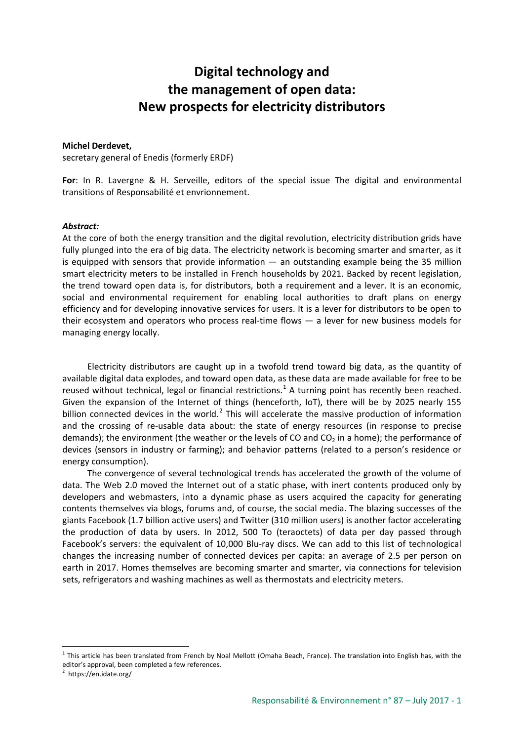# Digital technology and the management of open data: New prospects for electricity distributors

**Michel Derdevet,**
secretary general of Enedis (formerly ERDF)

**For**: In R. Lavergne & H. Serveille, editors of the special issue The digital and environmental transitions of Responsabilité et envrionnement.

***Abstract:***
At the core of both the energy transition and the digital revolution, electricity distribution grids have fully plunged into the era of big data. The electricity network is becoming smarter and smarter, as it is equipped with sensors that provide information — an outstanding example being the 35 million smart electricity meters to be installed in French households by 2021. Backed by recent legislation, the trend toward open data is, for distributors, both a requirement and a lever. It is an economic, social and environmental requirement for enabling local authorities to draft plans on energy efficiency and for developing innovative services for users. It is a lever for distributors to be open to their ecosystem and operators who process real-time flows — a lever for new business models for managing energy locally.

Electricity distributors are caught up in a twofold trend toward big data, as the quantity of available digital data explodes, and toward open data, as these data are made available for free to be reused without technical, legal or financial restrictions.[1] A turning point has recently been reached. Given the expansion of the Internet of things (henceforth, IoT), there will be by 2025 nearly 155 billion connected devices in the world.[2] This will accelerate the massive production of information and the crossing of re-usable data about: the state of energy resources (in response to precise demands); the environment (the weather or the levels of CO and $CO_2$ in a home); the performance of devices (sensors in industry or farming); and behavior patterns (related to a person's residence or energy consumption).

The convergence of several technological trends has accelerated the growth of the volume of data. The Web 2.0 moved the Internet out of a static phase, with inert contents produced only by developers and webmasters, into a dynamic phase as users acquired the capacity for generating contents themselves via blogs, forums and, of course, the social media. The blazing successes of the giants Facebook (1.7 billion active users) and Twitter (310 million users) is another factor accelerating the production of data by users. In 2012, 500 To (teraoctets) of data per day passed through Facebook's servers: the equivalent of 10,000 Blu-ray discs. We can add to this list of technological changes the increasing number of connected devices per capita: an average of 2.5 per person on earth in 2017. Homes themselves are becoming smarter and smarter, via connections for television sets, refrigerators and washing machines as well as thermostats and electricity meters.

---

[1] This article has been translated from French by Noal Mellott (Omaha Beach, France). The translation into English has, with the editor's approval, been completed a few references.

[2] https://en.idate.org/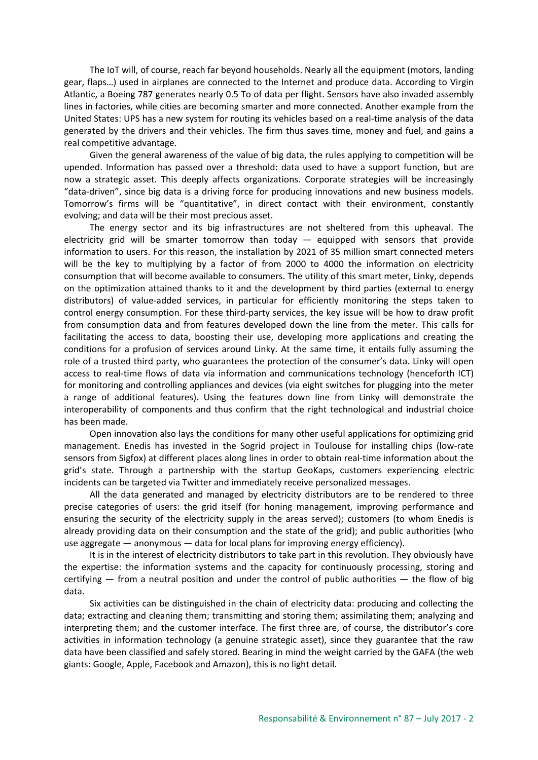The IoT will, of course, reach far beyond households. Nearly all the equipment (motors, landing gear, flaps…) used in airplanes are connected to the Internet and produce data. According to Virgin Atlantic, a Boeing 787 generates nearly 0.5 To of data per flight. Sensors have also invaded assembly lines in factories, while cities are becoming smarter and more connected. Another example from the United States: UPS has a new system for routing its vehicles based on a real-time analysis of the data generated by the drivers and their vehicles. The firm thus saves time, money and fuel, and gains a real competitive advantage.

Given the general awareness of the value of big data, the rules applying to competition will be upended. Information has passed over a threshold: data used to have a support function, but are now a strategic asset. This deeply affects organizations. Corporate strategies will be increasingly "data-driven", since big data is a driving force for producing innovations and new business models. Tomorrow's firms will be "quantitative", in direct contact with their environment, constantly evolving; and data will be their most precious asset.

The energy sector and its big infrastructures are not sheltered from this upheaval. The electricity grid will be smarter tomorrow than today — equipped with sensors that provide information to users. For this reason, the installation by 2021 of 35 million smart connected meters will be the key to multiplying by a factor of from 2000 to 4000 the information on electricity consumption that will become available to consumers. The utility of this smart meter, Linky, depends on the optimization attained thanks to it and the development by third parties (external to energy distributors) of value-added services, in particular for efficiently monitoring the steps taken to control energy consumption. For these third-party services, the key issue will be how to draw profit from consumption data and from features developed down the line from the meter. This calls for facilitating the access to data, boosting their use, developing more applications and creating the conditions for a profusion of services around Linky. At the same time, it entails fully assuming the role of a trusted third party, who guarantees the protection of the consumer's data. Linky will open access to real-time flows of data via information and communications technology (henceforth ICT) for monitoring and controlling appliances and devices (via eight switches for plugging into the meter a range of additional features). Using the features down line from Linky will demonstrate the interoperability of components and thus confirm that the right technological and industrial choice has been made.

Open innovation also lays the conditions for many other useful applications for optimizing grid management. Enedis has invested in the Sogrid project in Toulouse for installing chips (low-rate sensors from Sigfox) at different places along lines in order to obtain real-time information about the grid's state. Through a partnership with the startup GeoKaps, customers experiencing electric incidents can be targeted via Twitter and immediately receive personalized messages.

All the data generated and managed by electricity distributors are to be rendered to three precise categories of users: the grid itself (for honing management, improving performance and ensuring the security of the electricity supply in the areas served); customers (to whom Enedis is already providing data on their consumption and the state of the grid); and public authorities (who use aggregate — anonymous — data for local plans for improving energy efficiency).

It is in the interest of electricity distributors to take part in this revolution. They obviously have the expertise: the information systems and the capacity for continuously processing, storing and certifying — from a neutral position and under the control of public authorities — the flow of big data.

Six activities can be distinguished in the chain of electricity data: producing and collecting the data; extracting and cleaning them; transmitting and storing them; assimilating them; analyzing and interpreting them; and the customer interface. The first three are, of course, the distributor's core activities in information technology (a genuine strategic asset), since they guarantee that the raw data have been classified and safely stored. Bearing in mind the weight carried by the GAFA (the web giants: Google, Apple, Facebook and Amazon), this is no light detail.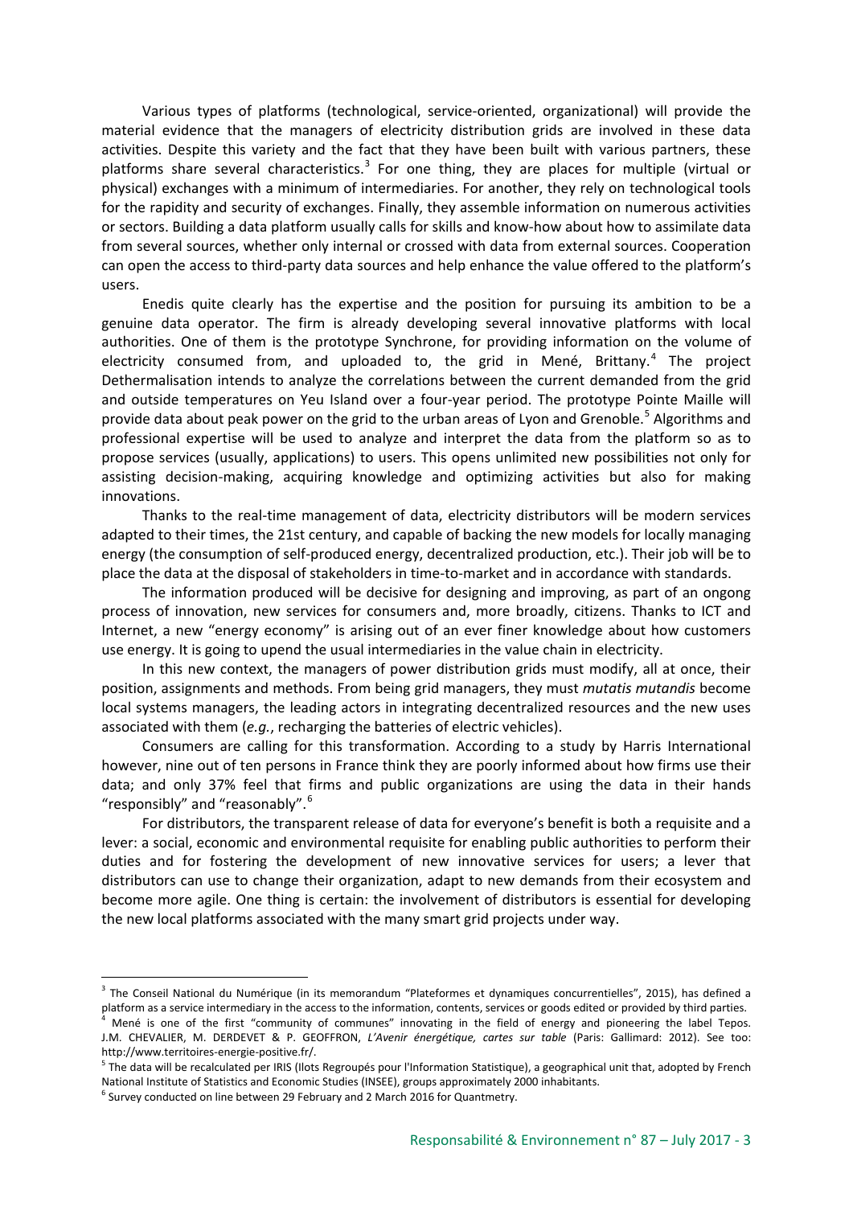Various types of platforms (technological, service-oriented, organizational) will provide the material evidence that the managers of electricity distribution grids are involved in these data activities. Despite this variety and the fact that they have been built with various partners, these platforms share several characteristics.[3] For one thing, they are places for multiple (virtual or physical) exchanges with a minimum of intermediaries. For another, they rely on technological tools for the rapidity and security of exchanges. Finally, they assemble information on numerous activities or sectors. Building a data platform usually calls for skills and know-how about how to assimilate data from several sources, whether only internal or crossed with data from external sources. Cooperation can open the access to third-party data sources and help enhance the value offered to the platform's users.

Enedis quite clearly has the expertise and the position for pursuing its ambition to be a genuine data operator. The firm is already developing several innovative platforms with local authorities. One of them is the prototype Synchrone, for providing information on the volume of electricity consumed from, and uploaded to, the grid in Mené, Brittany.[4] The project Dethermalisation intends to analyze the correlations between the current demanded from the grid and outside temperatures on Yeu Island over a four-year period. The prototype Pointe Maille will provide data about peak power on the grid to the urban areas of Lyon and Grenoble.[5] Algorithms and professional expertise will be used to analyze and interpret the data from the platform so as to propose services (usually, applications) to users. This opens unlimited new possibilities not only for assisting decision-making, acquiring knowledge and optimizing activities but also for making innovations.

Thanks to the real-time management of data, electricity distributors will be modern services adapted to their times, the 21st century, and capable of backing the new models for locally managing energy (the consumption of self-produced energy, decentralized production, etc.). Their job will be to place the data at the disposal of stakeholders in time-to-market and in accordance with standards.

The information produced will be decisive for designing and improving, as part of an ongong process of innovation, new services for consumers and, more broadly, citizens. Thanks to ICT and Internet, a new "energy economy" is arising out of an ever finer knowledge about how customers use energy. It is going to upend the usual intermediaries in the value chain in electricity.

In this new context, the managers of power distribution grids must modify, all at once, their position, assignments and methods. From being grid managers, they must *mutatis mutandis* become local systems managers, the leading actors in integrating decentralized resources and the new uses associated with them (*e.g.*, recharging the batteries of electric vehicles).

Consumers are calling for this transformation. According to a study by Harris International however, nine out of ten persons in France think they are poorly informed about how firms use their data; and only 37% feel that firms and public organizations are using the data in their hands "responsibly" and "reasonably".[6]

For distributors, the transparent release of data for everyone's benefit is both a requisite and a lever: a social, economic and environmental requisite for enabling public authorities to perform their duties and for fostering the development of new innovative services for users; a lever that distributors can use to change their organization, adapt to new demands from their ecosystem and become more agile. One thing is certain: the involvement of distributors is essential for developing the new local platforms associated with the many smart grid projects under way.

---

[3] The Conseil National du Numérique (in its memorandum "Plateformes et dynamiques concurrentielles", 2015), has defined a platform as a service intermediary in the access to the information, contents, services or goods edited or provided by third parties.

[4] Mené is one of the first "community of communes" innovating in the field of energy and pioneering the label Tepos. J.M. CHEVALIER, M. DERDEVET & P. GEOFFRON, *L'Avenir énergétique, cartes sur table* (Paris: Gallimard: 2012). See too: http://www.territoires-energie-positive.fr/.

[5] The data will be recalculated per IRIS (Ilots Regroupés pour l'Information Statistique), a geographical unit that, adopted by French National Institute of Statistics and Economic Studies (INSEE), groups approximately 2000 inhabitants.

[6] Survey conducted on line between 29 February and 2 March 2016 for Quantmetry.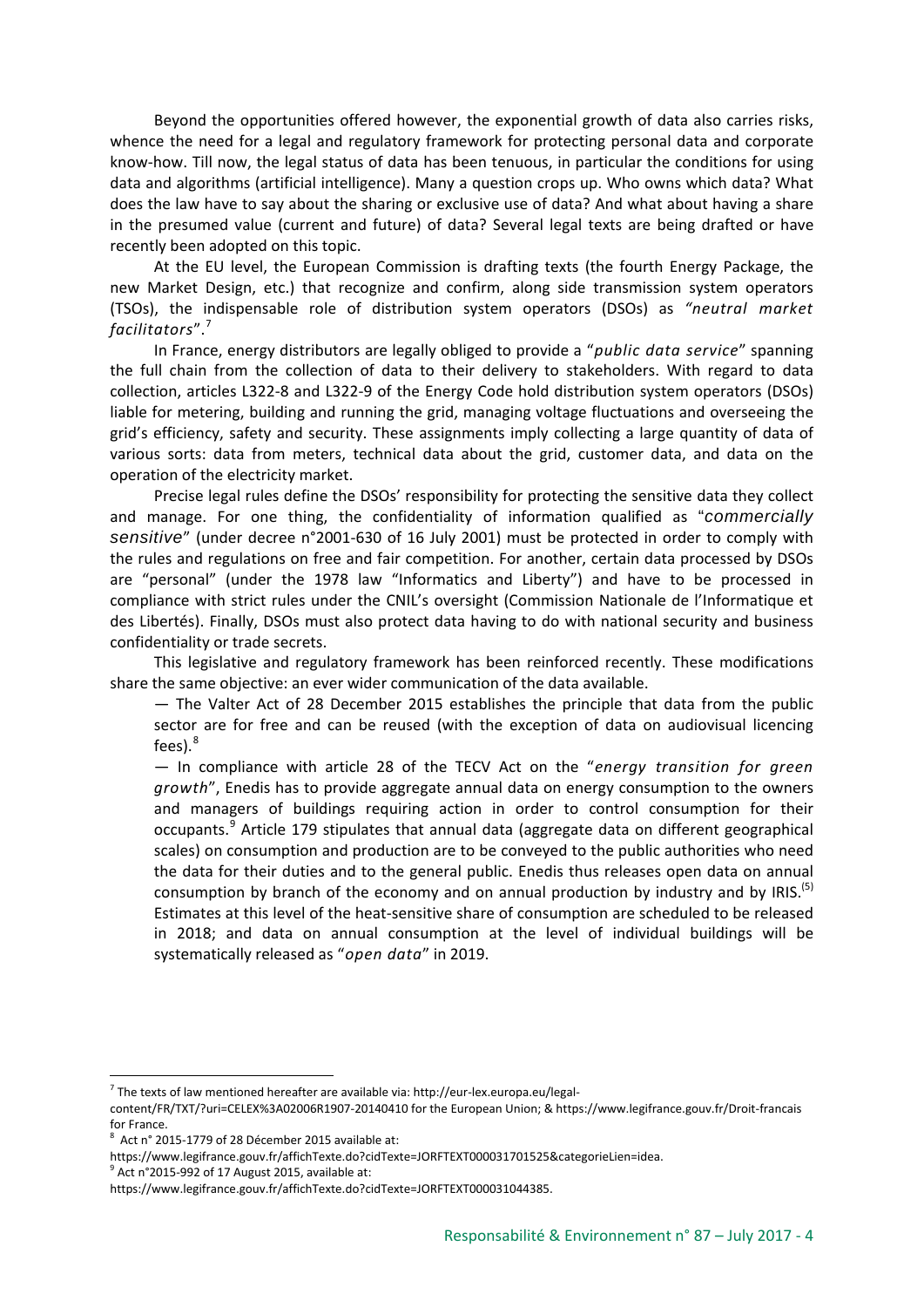Beyond the opportunities offered however, the exponential growth of data also carries risks, whence the need for a legal and regulatory framework for protecting personal data and corporate know-how. Till now, the legal status of data has been tenuous, in particular the conditions for using data and algorithms (artificial intelligence). Many a question crops up. Who owns which data? What does the law have to say about the sharing or exclusive use of data? And what about having a share in the presumed value (current and future) of data? Several legal texts are being drafted or have recently been adopted on this topic.

At the EU level, the European Commission is drafting texts (the fourth Energy Package, the new Market Design, etc.) that recognize and confirm, along side transmission system operators (TSOs), the indispensable role of distribution system operators (DSOs) as *"neutral market facilitators"*.[7]

In France, energy distributors are legally obliged to provide a "*public data service*" spanning the full chain from the collection of data to their delivery to stakeholders. With regard to data collection, articles L322-8 and L322-9 of the Energy Code hold distribution system operators (DSOs) liable for metering, building and running the grid, managing voltage fluctuations and overseeing the grid's efficiency, safety and security. These assignments imply collecting a large quantity of data of various sorts: data from meters, technical data about the grid, customer data, and data on the operation of the electricity market.

Precise legal rules define the DSOs' responsibility for protecting the sensitive data they collect and manage. For one thing, the confidentiality of information qualified as "*commercially sensitive*" (under decree n°2001-630 of 16 July 2001) must be protected in order to comply with the rules and regulations on free and fair competition. For another, certain data processed by DSOs are "personal" (under the 1978 law "Informatics and Liberty") and have to be processed in compliance with strict rules under the CNIL's oversight (Commission Nationale de l'Informatique et des Libertés). Finally, DSOs must also protect data having to do with national security and business confidentiality or trade secrets.

This legislative and regulatory framework has been reinforced recently. These modifications share the same objective: an ever wider communication of the data available.

— The Valter Act of 28 December 2015 establishes the principle that data from the public sector are for free and can be reused (with the exception of data on audiovisual licencing fees).[8]

— In compliance with article 28 of the TECV Act on the "*energy transition for green growth*", Enedis has to provide aggregate annual data on energy consumption to the owners and managers of buildings requiring action in order to control consumption for their occupants.[9] Article 179 stipulates that annual data (aggregate data on different geographical scales) on consumption and production are to be conveyed to the public authorities who need the data for their duties and to the general public. Enedis thus releases open data on annual consumption by branch of the economy and on annual production by industry and by IRIS.[(5)] Estimates at this level of the heat-sensitive share of consumption are scheduled to be released in 2018; and data on annual consumption at the level of individual buildings will be systematically released as "*open data*" in 2019.

---

[7] The texts of law mentioned hereafter are available via: http://eur-lex.europa.eu/legal-content/FR/TXT/?uri=CELEX%3A02006R1907-20140410 for the European Union; & https://www.legifrance.gouv.fr/Droit-francais for France.

[8] Act n° 2015-1779 of 28 Décember 2015 available at: https://www.legifrance.gouv.fr/affichTexte.do?cidTexte=JORFTEXT000031701525&categorieLien=idea.

[9] Act n°2015-992 of 17 August 2015, available at: https://www.legifrance.gouv.fr/affichTexte.do?cidTexte=JORFTEXT000031044385.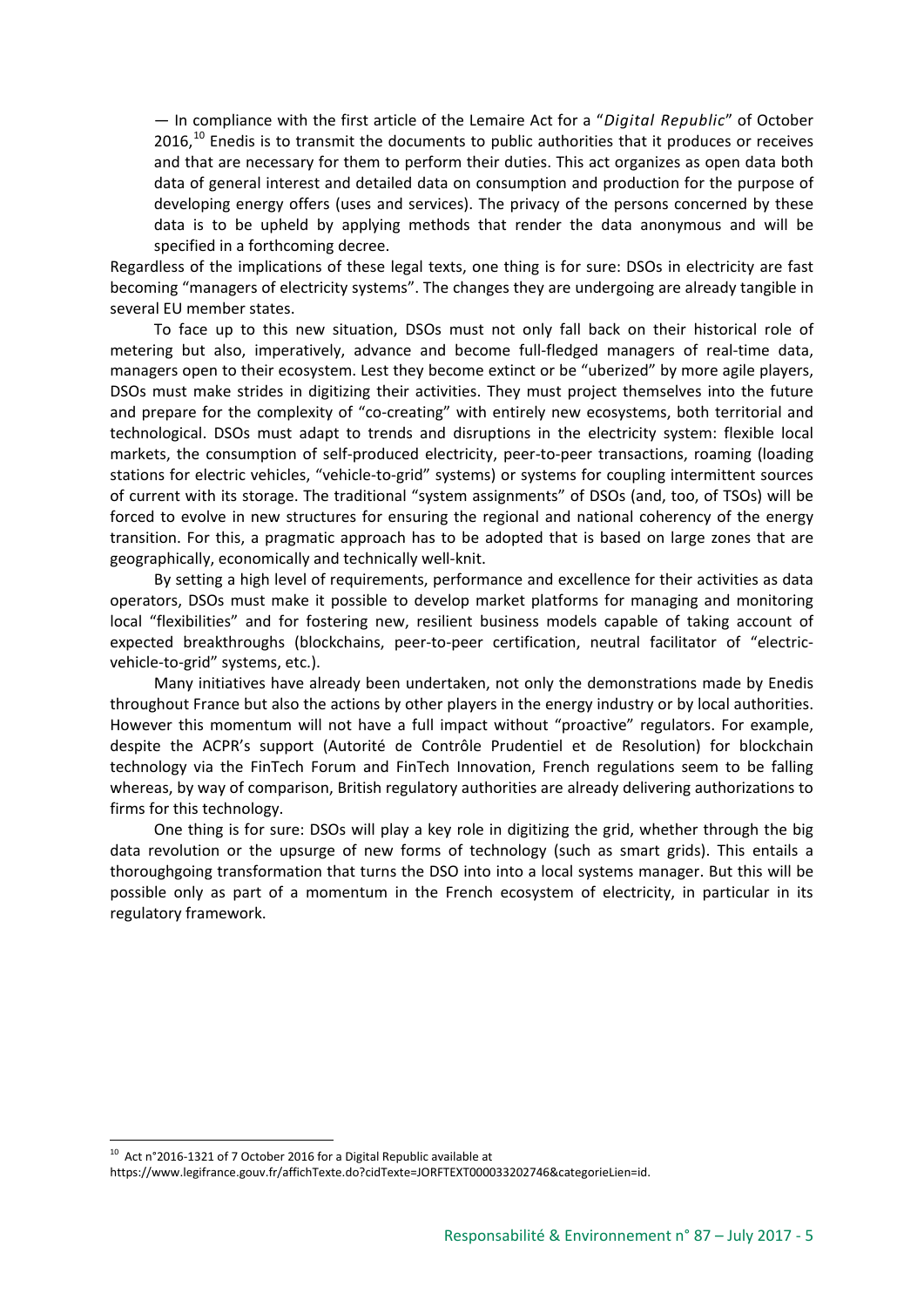— In compliance with the first article of the Lemaire Act for a "*Digital Republic*" of October 2016,[10] Enedis is to transmit the documents to public authorities that it produces or receives and that are necessary for them to perform their duties. This act organizes as open data both data of general interest and detailed data on consumption and production for the purpose of developing energy offers (uses and services). The privacy of the persons concerned by these data is to be upheld by applying methods that render the data anonymous and will be specified in a forthcoming decree.

Regardless of the implications of these legal texts, one thing is for sure: DSOs in electricity are fast becoming "managers of electricity systems". The changes they are undergoing are already tangible in several EU member states.

To face up to this new situation, DSOs must not only fall back on their historical role of metering but also, imperatively, advance and become full-fledged managers of real-time data, managers open to their ecosystem. Lest they become extinct or be "uberized" by more agile players, DSOs must make strides in digitizing their activities. They must project themselves into the future and prepare for the complexity of "co-creating" with entirely new ecosystems, both territorial and technological. DSOs must adapt to trends and disruptions in the electricity system: flexible local markets, the consumption of self-produced electricity, peer-to-peer transactions, roaming (loading stations for electric vehicles, "vehicle-to-grid" systems) or systems for coupling intermittent sources of current with its storage. The traditional "system assignments" of DSOs (and, too, of TSOs) will be forced to evolve in new structures for ensuring the regional and national coherency of the energy transition. For this, a pragmatic approach has to be adopted that is based on large zones that are geographically, economically and technically well-knit.

By setting a high level of requirements, performance and excellence for their activities as data operators, DSOs must make it possible to develop market platforms for managing and monitoring local "flexibilities" and for fostering new, resilient business models capable of taking account of expected breakthroughs (blockchains, peer-to-peer certification, neutral facilitator of "electric-vehicle-to-grid" systems, etc.).

Many initiatives have already been undertaken, not only the demonstrations made by Enedis throughout France but also the actions by other players in the energy industry or by local authorities. However this momentum will not have a full impact without "proactive" regulators. For example, despite the ACPR's support (Autorité de Contrôle Prudentiel et de Resolution) for blockchain technology via the FinTech Forum and FinTech Innovation, French regulations seem to be falling whereas, by way of comparison, British regulatory authorities are already delivering authorizations to firms for this technology.

One thing is for sure: DSOs will play a key role in digitizing the grid, whether through the big data revolution or the upsurge of new forms of technology (such as smart grids). This entails a thoroughgoing transformation that turns the DSO into into a local systems manager. But this will be possible only as part of a momentum in the French ecosystem of electricity, in particular in its regulatory framework.

---

[10] Act n°2016-1321 of 7 October 2016 for a Digital Republic available at https://www.legifrance.gouv.fr/affichTexte.do?cidTexte=JORFTEXT000033202746&categorieLien=id.